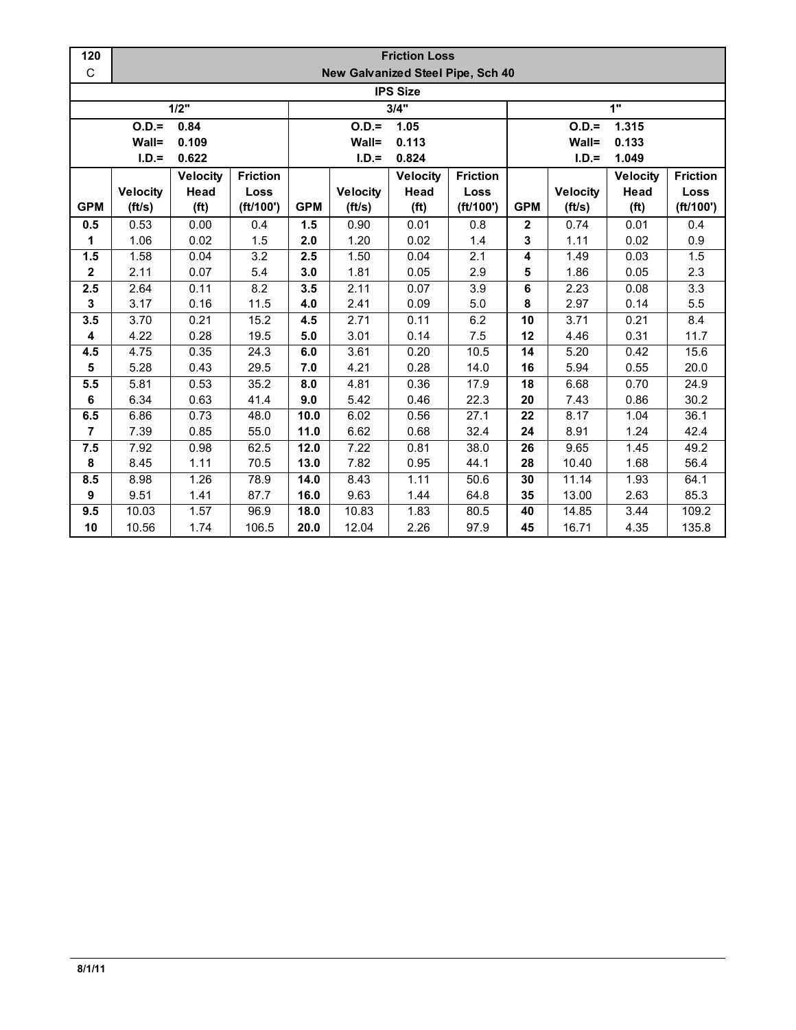| 120 | Friction Loss | | | | | | | | | | |
|---|---|---|---|---|---|---|---|---|---|---|---|
| C | New Galvanized Steel Pipe, Sch 40 | | | | | | | | | | |
| IPS Size | | | | | | | | | | | |
| 1/2" | | | | 3/4" | | | | 1" | | | |
| O.D.= 0.84 | | | | O.D.= 1.05 | | | | O.D.= 1.315 | | | |
| Wall= 0.109 | | | | Wall= 0.113 | | | | Wall= 0.133 | | | |
| I.D.= 0.622 | | | | I.D.= 0.824 | | | | I.D.= 1.049 | | | |
| GPM | Velocity (ft/s) | Velocity Head (ft) | Friction Loss (ft/100') | GPM | Velocity (ft/s) | Velocity Head (ft) | Friction Loss (ft/100') | GPM | Velocity (ft/s) | Velocity Head (ft) | Friction Loss (ft/100') |
| 0.5 | 0.53 | 0.00 | 0.4 | 1.5 | 0.90 | 0.01 | 0.8 | 2 | 0.74 | 0.01 | 0.4 |
| 1 | 1.06 | 0.02 | 1.5 | 2.0 | 1.20 | 0.02 | 1.4 | 3 | 1.11 | 0.02 | 0.9 |
| 1.5 | 1.58 | 0.04 | 3.2 | 2.5 | 1.50 | 0.04 | 2.1 | 4 | 1.49 | 0.03 | 1.5 |
| 2 | 2.11 | 0.07 | 5.4 | 3.0 | 1.81 | 0.05 | 2.9 | 5 | 1.86 | 0.05 | 2.3 |
| 2.5 | 2.64 | 0.11 | 8.2 | 3.5 | 2.11 | 0.07 | 3.9 | 6 | 2.23 | 0.08 | 3.3 |
| 3 | 3.17 | 0.16 | 11.5 | 4.0 | 2.41 | 0.09 | 5.0 | 8 | 2.97 | 0.14 | 5.5 |
| 3.5 | 3.70 | 0.21 | 15.2 | 4.5 | 2.71 | 0.11 | 6.2 | 10 | 3.71 | 0.21 | 8.4 |
| 4 | 4.22 | 0.28 | 19.5 | 5.0 | 3.01 | 0.14 | 7.5 | 12 | 4.46 | 0.31 | 11.7 |
| 4.5 | 4.75 | 0.35 | 24.3 | 6.0 | 3.61 | 0.20 | 10.5 | 14 | 5.20 | 0.42 | 15.6 |
| 5 | 5.28 | 0.43 | 29.5 | 7.0 | 4.21 | 0.28 | 14.0 | 16 | 5.94 | 0.55 | 20.0 |
| 5.5 | 5.81 | 0.53 | 35.2 | 8.0 | 4.81 | 0.36 | 17.9 | 18 | 6.68 | 0.70 | 24.9 |
| 6 | 6.34 | 0.63 | 41.4 | 9.0 | 5.42 | 0.46 | 22.3 | 20 | 7.43 | 0.86 | 30.2 |
| 6.5 | 6.86 | 0.73 | 48.0 | 10.0 | 6.02 | 0.56 | 27.1 | 22 | 8.17 | 1.04 | 36.1 |
| 7 | 7.39 | 0.85 | 55.0 | 11.0 | 6.62 | 0.68 | 32.4 | 24 | 8.91 | 1.24 | 42.4 |
| 7.5 | 7.92 | 0.98 | 62.5 | 12.0 | 7.22 | 0.81 | 38.0 | 26 | 9.65 | 1.45 | 49.2 |
| 8 | 8.45 | 1.11 | 70.5 | 13.0 | 7.82 | 0.95 | 44.1 | 28 | 10.40 | 1.68 | 56.4 |
| 8.5 | 8.98 | 1.26 | 78.9 | 14.0 | 8.43 | 1.11 | 50.6 | 30 | 11.14 | 1.93 | 64.1 |
| 9 | 9.51 | 1.41 | 87.7 | 16.0 | 9.63 | 1.44 | 64.8 | 35 | 13.00 | 2.63 | 85.3 |
| 9.5 | 10.03 | 1.57 | 96.9 | 18.0 | 10.83 | 1.83 | 80.5 | 40 | 14.85 | 3.44 | 109.2 |
| 10 | 10.56 | 1.74 | 106.5 | 20.0 | 12.04 | 2.26 | 97.9 | 45 | 16.71 | 4.35 | 135.8 |

8/1/11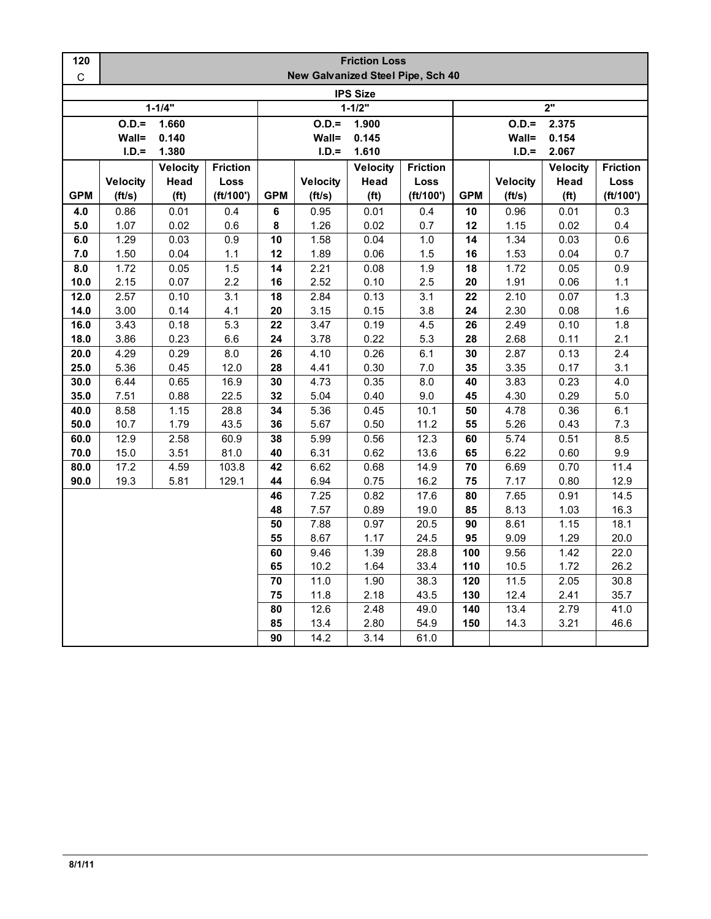| 120 C | Friction Loss New Galvanized Steel Pipe, Sch 40 | | | | | | | | | | |
|---|---|---|---|---|---|---|---|---|---|---|---|
| IPS Size | | | | | | | | | | | |
| 1-1/4" | | | | 1-1/2" | | | | 2" | | | |
| O.D.= 1.660 Wall= 0.140 I.D.= 1.380 | | | | O.D.= 1.900 Wall= 0.145 I.D.= 1.610 | | | | O.D.= 2.375 Wall= 0.154 I.D.= 2.067 | | | |
| GPM | Velocity (ft/s) | Velocity Head (ft) | Friction Loss (ft/100') | GPM | Velocity (ft/s) | Velocity Head (ft) | Friction Loss (ft/100') | GPM | Velocity (ft/s) | Velocity Head (ft) | Friction Loss (ft/100') |
| **4.0** | 0.86 | 0.01 | 0.4 | **6** | 0.95 | 0.01 | 0.4 | **10** | 0.96 | 0.01 | 0.3 |
| **5.0** | 1.07 | 0.02 | 0.6 | **8** | 1.26 | 0.02 | 0.7 | **12** | 1.15 | 0.02 | 0.4 |
| **6.0** | 1.29 | 0.03 | 0.9 | **10** | 1.58 | 0.04 | 1.0 | **14** | 1.34 | 0.03 | 0.6 |
| **7.0** | 1.50 | 0.04 | 1.1 | **12** | 1.89 | 0.06 | 1.5 | **16** | 1.53 | 0.04 | 0.7 |
| **8.0** | 1.72 | 0.05 | 1.5 | **14** | 2.21 | 0.08 | 1.9 | **18** | 1.72 | 0.05 | 0.9 |
| **10.0** | 2.15 | 0.07 | 2.2 | **16** | 2.52 | 0.10 | 2.5 | **20** | 1.91 | 0.06 | 1.1 |
| **12.0** | 2.57 | 0.10 | 3.1 | **18** | 2.84 | 0.13 | 3.1 | **22** | 2.10 | 0.07 | 1.3 |
| **14.0** | 3.00 | 0.14 | 4.1 | **20** | 3.15 | 0.15 | 3.8 | **24** | 2.30 | 0.08 | 1.6 |
| **16.0** | 3.43 | 0.18 | 5.3 | **22** | 3.47 | 0.19 | 4.5 | **26** | 2.49 | 0.10 | 1.8 |
| **18.0** | 3.86 | 0.23 | 6.6 | **24** | 3.78 | 0.22 | 5.3 | **28** | 2.68 | 0.11 | 2.1 |
| **20.0** | 4.29 | 0.29 | 8.0 | **26** | 4.10 | 0.26 | 6.1 | **30** | 2.87 | 0.13 | 2.4 |
| **25.0** | 5.36 | 0.45 | 12.0 | **28** | 4.41 | 0.30 | 7.0 | **35** | 3.35 | 0.17 | 3.1 |
| **30.0** | 6.44 | 0.65 | 16.9 | **30** | 4.73 | 0.35 | 8.0 | **40** | 3.83 | 0.23 | 4.0 |
| **35.0** | 7.51 | 0.88 | 22.5 | **32** | 5.04 | 0.40 | 9.0 | **45** | 4.30 | 0.29 | 5.0 |
| **40.0** | 8.58 | 1.15 | 28.8 | **34** | 5.36 | 0.45 | 10.1 | **50** | 4.78 | 0.36 | 6.1 |
| **50.0** | 10.7 | 1.79 | 43.5 | **36** | 5.67 | 0.50 | 11.2 | **55** | 5.26 | 0.43 | 7.3 |
| **60.0** | 12.9 | 2.58 | 60.9 | **38** | 5.99 | 0.56 | 12.3 | **60** | 5.74 | 0.51 | 8.5 |
| **70.0** | 15.0 | 3.51 | 81.0 | **40** | 6.31 | 0.62 | 13.6 | **65** | 6.22 | 0.60 | 9.9 |
| **80.0** | 17.2 | 4.59 | 103.8 | **42** | 6.62 | 0.68 | 14.9 | **70** | 6.69 | 0.70 | 11.4 |
| **90.0** | 19.3 | 5.81 | 129.1 | **44** | 6.94 | 0.75 | 16.2 | **75** | 7.17 | 0.80 | 12.9 |
| | | | | **46** | 7.25 | 0.82 | 17.6 | **80** | 7.65 | 0.91 | 14.5 |
| | | | | **48** | 7.57 | 0.89 | 19.0 | **85** | 8.13 | 1.03 | 16.3 |
| | | | | **50** | 7.88 | 0.97 | 20.5 | **90** | 8.61 | 1.15 | 18.1 |
| | | | | **55** | 8.67 | 1.17 | 24.5 | **95** | 9.09 | 1.29 | 20.0 |
| | | | | **60** | 9.46 | 1.39 | 28.8 | **100** | 9.56 | 1.42 | 22.0 |
| | | | | **65** | 10.2 | 1.64 | 33.4 | **110** | 10.5 | 1.72 | 26.2 |
| | | | | **70** | 11.0 | 1.90 | 38.3 | **120** | 11.5 | 2.05 | 30.8 |
| | | | | **75** | 11.8 | 2.18 | 43.5 | **130** | 12.4 | 2.41 | 35.7 |
| | | | | **80** | 12.6 | 2.48 | 49.0 | **140** | 13.4 | 2.79 | 41.0 |
| | | | | **85** | 13.4 | 2.80 | 54.9 | **150** | 14.3 | 3.21 | 46.6 |
| | | | | **90** | 14.2 | 3.14 | 61.0 | | | | |

**8/1/11**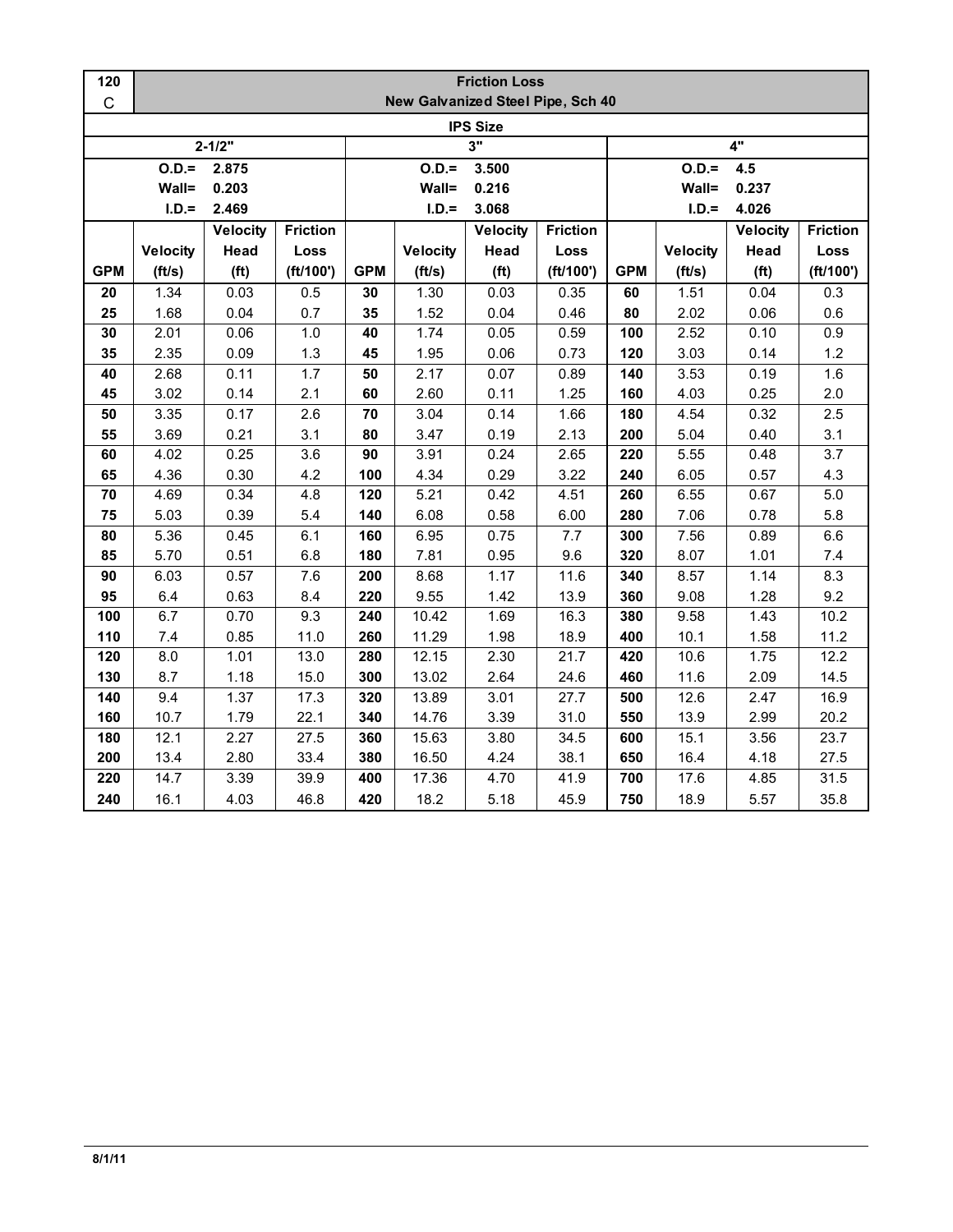| 120 C | Friction Loss New Galvanized Steel Pipe, Sch 40 | | | | | | | | | | |
|---|---|---|---|---|---|---|---|---|---|---|---|
| IPS Size | | | | | | | | | | | |
| 2-1/2" | | | | 3" | | | | 4" | | | |
| O.D.= 2.875 | | | | O.D.= 3.500 | | | | O.D.= 4.5 | | | |
| Wall= 0.203 | | | | Wall= 0.216 | | | | Wall= 0.237 | | | |
| I.D.= 2.469 | | | | I.D.= 3.068 | | | | I.D.= 4.026 | | | |
| GPM | Velocity (ft/s) | Velocity Head (ft) | Friction Loss (ft/100') | GPM | Velocity (ft/s) | Velocity Head (ft) | Friction Loss (ft/100') | GPM | Velocity (ft/s) | Velocity Head (ft) | Friction Loss (ft/100') |
| 20 | 1.34 | 0.03 | 0.5 | 30 | 1.30 | 0.03 | 0.35 | 60 | 1.51 | 0.04 | 0.3 |
| 25 | 1.68 | 0.04 | 0.7 | 35 | 1.52 | 0.04 | 0.46 | 80 | 2.02 | 0.06 | 0.6 |
| 30 | 2.01 | 0.06 | 1.0 | 40 | 1.74 | 0.05 | 0.59 | 100 | 2.52 | 0.10 | 0.9 |
| 35 | 2.35 | 0.09 | 1.3 | 45 | 1.95 | 0.06 | 0.73 | 120 | 3.03 | 0.14 | 1.2 |
| 40 | 2.68 | 0.11 | 1.7 | 50 | 2.17 | 0.07 | 0.89 | 140 | 3.53 | 0.19 | 1.6 |
| 45 | 3.02 | 0.14 | 2.1 | 60 | 2.60 | 0.11 | 1.25 | 160 | 4.03 | 0.25 | 2.0 |
| 50 | 3.35 | 0.17 | 2.6 | 70 | 3.04 | 0.14 | 1.66 | 180 | 4.54 | 0.32 | 2.5 |
| 55 | 3.69 | 0.21 | 3.1 | 80 | 3.47 | 0.19 | 2.13 | 200 | 5.04 | 0.40 | 3.1 |
| 60 | 4.02 | 0.25 | 3.6 | 90 | 3.91 | 0.24 | 2.65 | 220 | 5.55 | 0.48 | 3.7 |
| 65 | 4.36 | 0.30 | 4.2 | 100 | 4.34 | 0.29 | 3.22 | 240 | 6.05 | 0.57 | 4.3 |
| 70 | 4.69 | 0.34 | 4.8 | 120 | 5.21 | 0.42 | 4.51 | 260 | 6.55 | 0.67 | 5.0 |
| 75 | 5.03 | 0.39 | 5.4 | 140 | 6.08 | 0.58 | 6.00 | 280 | 7.06 | 0.78 | 5.8 |
| 80 | 5.36 | 0.45 | 6.1 | 160 | 6.95 | 0.75 | 7.7 | 300 | 7.56 | 0.89 | 6.6 |
| 85 | 5.70 | 0.51 | 6.8 | 180 | 7.81 | 0.95 | 9.6 | 320 | 8.07 | 1.01 | 7.4 |
| 90 | 6.03 | 0.57 | 7.6 | 200 | 8.68 | 1.17 | 11.6 | 340 | 8.57 | 1.14 | 8.3 |
| 95 | 6.4 | 0.63 | 8.4 | 220 | 9.55 | 1.42 | 13.9 | 360 | 9.08 | 1.28 | 9.2 |
| 100 | 6.7 | 0.70 | 9.3 | 240 | 10.42 | 1.69 | 16.3 | 380 | 9.58 | 1.43 | 10.2 |
| 110 | 7.4 | 0.85 | 11.0 | 260 | 11.29 | 1.98 | 18.9 | 400 | 10.1 | 1.58 | 11.2 |
| 120 | 8.0 | 1.01 | 13.0 | 280 | 12.15 | 2.30 | 21.7 | 420 | 10.6 | 1.75 | 12.2 |
| 130 | 8.7 | 1.18 | 15.0 | 300 | 13.02 | 2.64 | 24.6 | 460 | 11.6 | 2.09 | 14.5 |
| 140 | 9.4 | 1.37 | 17.3 | 320 | 13.89 | 3.01 | 27.7 | 500 | 12.6 | 2.47 | 16.9 |
| 160 | 10.7 | 1.79 | 22.1 | 340 | 14.76 | 3.39 | 31.0 | 550 | 13.9 | 2.99 | 20.2 |
| 180 | 12.1 | 2.27 | 27.5 | 360 | 15.63 | 3.80 | 34.5 | 600 | 15.1 | 3.56 | 23.7 |
| 200 | 13.4 | 2.80 | 33.4 | 380 | 16.50 | 4.24 | 38.1 | 650 | 16.4 | 4.18 | 27.5 |
| 220 | 14.7 | 3.39 | 39.9 | 400 | 17.36 | 4.70 | 41.9 | 700 | 17.6 | 4.85 | 31.5 |
| 240 | 16.1 | 4.03 | 46.8 | 420 | 18.2 | 5.18 | 45.9 | 750 | 18.9 | 5.57 | 35.8 |

8/1/11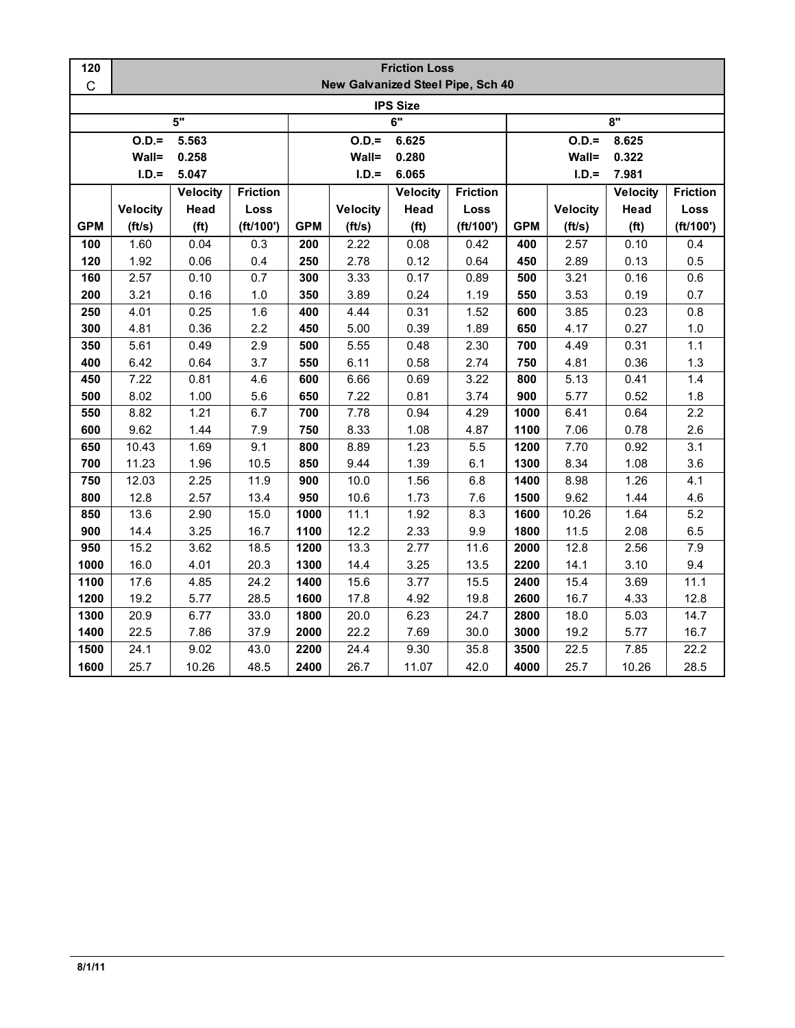| 120 C | Friction Loss New Galvanized Steel Pipe, Sch 40 | | | | | | | | | | |
|---|---|---|---|---|---|---|---|---|---|---|---|
| **IPS Size** | | | | | | | | | | | |
| **5"** | | | | **6"** | | | | **8"** | | | |
| | **O.D.=** | **5.563** | | | **O.D.=** | **6.625** | | | **O.D.=** | **8.625** | |
| | **Wall=** | **0.258** | | | **Wall=** | **0.280** | | | **Wall=** | **0.322** | |
| | **I.D.=** | **5.047** | | | **I.D.=** | **6.065** | | | **I.D.=** | **7.981** | |
| **GPM** | **Velocity (ft/s)** | **Velocity Head (ft)** | **Friction Loss (ft/100')** | **GPM** | **Velocity (ft/s)** | **Velocity Head (ft)** | **Friction Loss (ft/100')** | **GPM** | **Velocity (ft/s)** | **Velocity Head (ft)** | **Friction Loss (ft/100')** |
| **100** | 1.60 | 0.04 | 0.3 | **200** | 2.22 | 0.08 | 0.42 | **400** | 2.57 | 0.10 | 0.4 |
| **120** | 1.92 | 0.06 | 0.4 | **250** | 2.78 | 0.12 | 0.64 | **450** | 2.89 | 0.13 | 0.5 |
| **160** | 2.57 | 0.10 | 0.7 | **300** | 3.33 | 0.17 | 0.89 | **500** | 3.21 | 0.16 | 0.6 |
| **200** | 3.21 | 0.16 | 1.0 | **350** | 3.89 | 0.24 | 1.19 | **550** | 3.53 | 0.19 | 0.7 |
| **250** | 4.01 | 0.25 | 1.6 | **400** | 4.44 | 0.31 | 1.52 | **600** | 3.85 | 0.23 | 0.8 |
| **300** | 4.81 | 0.36 | 2.2 | **450** | 5.00 | 0.39 | 1.89 | **650** | 4.17 | 0.27 | 1.0 |
| **350** | 5.61 | 0.49 | 2.9 | **500** | 5.55 | 0.48 | 2.30 | **700** | 4.49 | 0.31 | 1.1 |
| **400** | 6.42 | 0.64 | 3.7 | **550** | 6.11 | 0.58 | 2.74 | **750** | 4.81 | 0.36 | 1.3 |
| **450** | 7.22 | 0.81 | 4.6 | **600** | 6.66 | 0.69 | 3.22 | **800** | 5.13 | 0.41 | 1.4 |
| **500** | 8.02 | 1.00 | 5.6 | **650** | 7.22 | 0.81 | 3.74 | **900** | 5.77 | 0.52 | 1.8 |
| **550** | 8.82 | 1.21 | 6.7 | **700** | 7.78 | 0.94 | 4.29 | **1000** | 6.41 | 0.64 | 2.2 |
| **600** | 9.62 | 1.44 | 7.9 | **750** | 8.33 | 1.08 | 4.87 | **1100** | 7.06 | 0.78 | 2.6 |
| **650** | 10.43 | 1.69 | 9.1 | **800** | 8.89 | 1.23 | 5.5 | **1200** | 7.70 | 0.92 | 3.1 |
| **700** | 11.23 | 1.96 | 10.5 | **850** | 9.44 | 1.39 | 6.1 | **1300** | 8.34 | 1.08 | 3.6 |
| **750** | 12.03 | 2.25 | 11.9 | **900** | 10.0 | 1.56 | 6.8 | **1400** | 8.98 | 1.26 | 4.1 |
| **800** | 12.8 | 2.57 | 13.4 | **950** | 10.6 | 1.73 | 7.6 | **1500** | 9.62 | 1.44 | 4.6 |
| **850** | 13.6 | 2.90 | 15.0 | **1000** | 11.1 | 1.92 | 8.3 | **1600** | 10.26 | 1.64 | 5.2 |
| **900** | 14.4 | 3.25 | 16.7 | **1100** | 12.2 | 2.33 | 9.9 | **1800** | 11.5 | 2.08 | 6.5 |
| **950** | 15.2 | 3.62 | 18.5 | **1200** | 13.3 | 2.77 | 11.6 | **2000** | 12.8 | 2.56 | 7.9 |
| **1000** | 16.0 | 4.01 | 20.3 | **1300** | 14.4 | 3.25 | 13.5 | **2200** | 14.1 | 3.10 | 9.4 |
| **1100** | 17.6 | 4.85 | 24.2 | **1400** | 15.6 | 3.77 | 15.5 | **2400** | 15.4 | 3.69 | 11.1 |
| **1200** | 19.2 | 5.77 | 28.5 | **1600** | 17.8 | 4.92 | 19.8 | **2600** | 16.7 | 4.33 | 12.8 |
| **1300** | 20.9 | 6.77 | 33.0 | **1800** | 20.0 | 6.23 | 24.7 | **2800** | 18.0 | 5.03 | 14.7 |
| **1400** | 22.5 | 7.86 | 37.9 | **2000** | 22.2 | 7.69 | 30.0 | **3000** | 19.2 | 5.77 | 16.7 |
| **1500** | 24.1 | 9.02 | 43.0 | **2200** | 24.4 | 9.30 | 35.8 | **3500** | 22.5 | 7.85 | 22.2 |
| **1600** | 25.7 | 10.26 | 48.5 | **2400** | 26.7 | 11.07 | 42.0 | **4000** | 25.7 | 10.26 | 28.5 |

8/1/11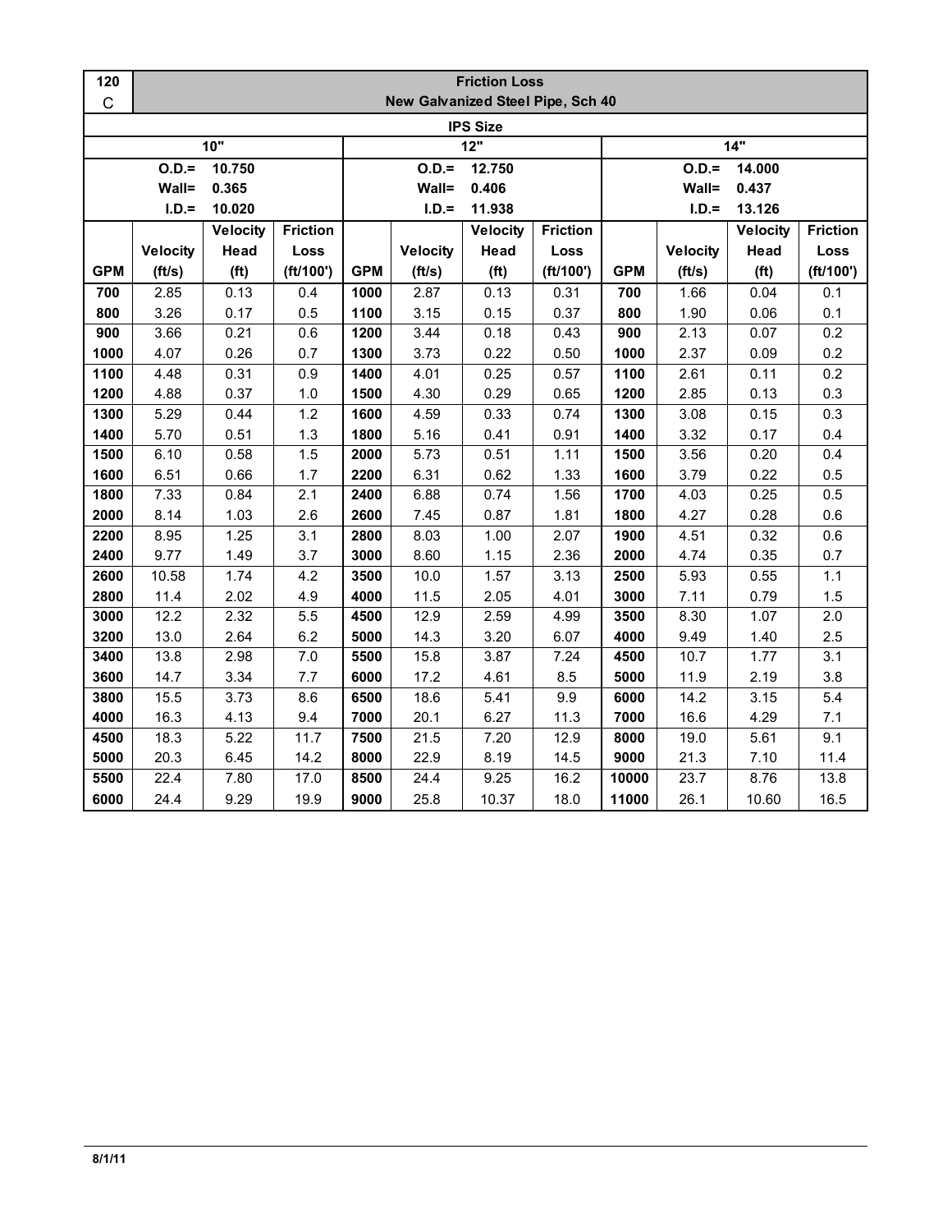| 120 C | Friction Loss New Galvanized Steel Pipe, Sch 40 | | | | | | | | | | |
|---|---|---|---|---|---|---|---|---|---|---|---|
| IPS Size | | | | | | | | | | | |
| 10" | | | | 12" | | | | 14" | | | |
| O.D.= 10.750 Wall= 0.365 I.D.= 10.020 | | | | O.D.= 12.750 Wall= 0.406 I.D.= 11.938 | | | | O.D.= 14.000 Wall= 0.437 I.D.= 13.126 | | | |
| GPM | Velocity (ft/s) | Velocity Head (ft) | Friction Loss (ft/100') | GPM | Velocity (ft/s) | Velocity Head (ft) | Friction Loss (ft/100') | GPM | Velocity (ft/s) | Velocity Head (ft) | Friction Loss (ft/100') |
| 700 | 2.85 | 0.13 | 0.4 | 1000 | 2.87 | 0.13 | 0.31 | 700 | 1.66 | 0.04 | 0.1 |
| 800 | 3.26 | 0.17 | 0.5 | 1100 | 3.15 | 0.15 | 0.37 | 800 | 1.90 | 0.06 | 0.1 |
| 900 | 3.66 | 0.21 | 0.6 | 1200 | 3.44 | 0.18 | 0.43 | 900 | 2.13 | 0.07 | 0.2 |
| 1000 | 4.07 | 0.26 | 0.7 | 1300 | 3.73 | 0.22 | 0.50 | 1000 | 2.37 | 0.09 | 0.2 |
| 1100 | 4.48 | 0.31 | 0.9 | 1400 | 4.01 | 0.25 | 0.57 | 1100 | 2.61 | 0.11 | 0.2 |
| 1200 | 4.88 | 0.37 | 1.0 | 1500 | 4.30 | 0.29 | 0.65 | 1200 | 2.85 | 0.13 | 0.3 |
| 1300 | 5.29 | 0.44 | 1.2 | 1600 | 4.59 | 0.33 | 0.74 | 1300 | 3.08 | 0.15 | 0.3 |
| 1400 | 5.70 | 0.51 | 1.3 | 1800 | 5.16 | 0.41 | 0.91 | 1400 | 3.32 | 0.17 | 0.4 |
| 1500 | 6.10 | 0.58 | 1.5 | 2000 | 5.73 | 0.51 | 1.11 | 1500 | 3.56 | 0.20 | 0.4 |
| 1600 | 6.51 | 0.66 | 1.7 | 2200 | 6.31 | 0.62 | 1.33 | 1600 | 3.79 | 0.22 | 0.5 |
| 1800 | 7.33 | 0.84 | 2.1 | 2400 | 6.88 | 0.74 | 1.56 | 1700 | 4.03 | 0.25 | 0.5 |
| 2000 | 8.14 | 1.03 | 2.6 | 2600 | 7.45 | 0.87 | 1.81 | 1800 | 4.27 | 0.28 | 0.6 |
| 2200 | 8.95 | 1.25 | 3.1 | 2800 | 8.03 | 1.00 | 2.07 | 1900 | 4.51 | 0.32 | 0.6 |
| 2400 | 9.77 | 1.49 | 3.7 | 3000 | 8.60 | 1.15 | 2.36 | 2000 | 4.74 | 0.35 | 0.7 |
| 2600 | 10.58 | 1.74 | 4.2 | 3500 | 10.0 | 1.57 | 3.13 | 2500 | 5.93 | 0.55 | 1.1 |
| 2800 | 11.4 | 2.02 | 4.9 | 4000 | 11.5 | 2.05 | 4.01 | 3000 | 7.11 | 0.79 | 1.5 |
| 3000 | 12.2 | 2.32 | 5.5 | 4500 | 12.9 | 2.59 | 4.99 | 3500 | 8.30 | 1.07 | 2.0 |
| 3200 | 13.0 | 2.64 | 6.2 | 5000 | 14.3 | 3.20 | 6.07 | 4000 | 9.49 | 1.40 | 2.5 |
| 3400 | 13.8 | 2.98 | 7.0 | 5500 | 15.8 | 3.87 | 7.24 | 4500 | 10.7 | 1.77 | 3.1 |
| 3600 | 14.7 | 3.34 | 7.7 | 6000 | 17.2 | 4.61 | 8.5 | 5000 | 11.9 | 2.19 | 3.8 |
| 3800 | 15.5 | 3.73 | 8.6 | 6500 | 18.6 | 5.41 | 9.9 | 6000 | 14.2 | 3.15 | 5.4 |
| 4000 | 16.3 | 4.13 | 9.4 | 7000 | 20.1 | 6.27 | 11.3 | 7000 | 16.6 | 4.29 | 7.1 |
| 4500 | 18.3 | 5.22 | 11.7 | 7500 | 21.5 | 7.20 | 12.9 | 8000 | 19.0 | 5.61 | 9.1 |
| 5000 | 20.3 | 6.45 | 14.2 | 8000 | 22.9 | 8.19 | 14.5 | 9000 | 21.3 | 7.10 | 11.4 |
| 5500 | 22.4 | 7.80 | 17.0 | 8500 | 24.4 | 9.25 | 16.2 | 10000 | 23.7 | 8.76 | 13.8 |
| 6000 | 24.4 | 9.29 | 19.9 | 9000 | 25.8 | 10.37 | 18.0 | 11000 | 26.1 | 10.60 | 16.5 |

8/1/11